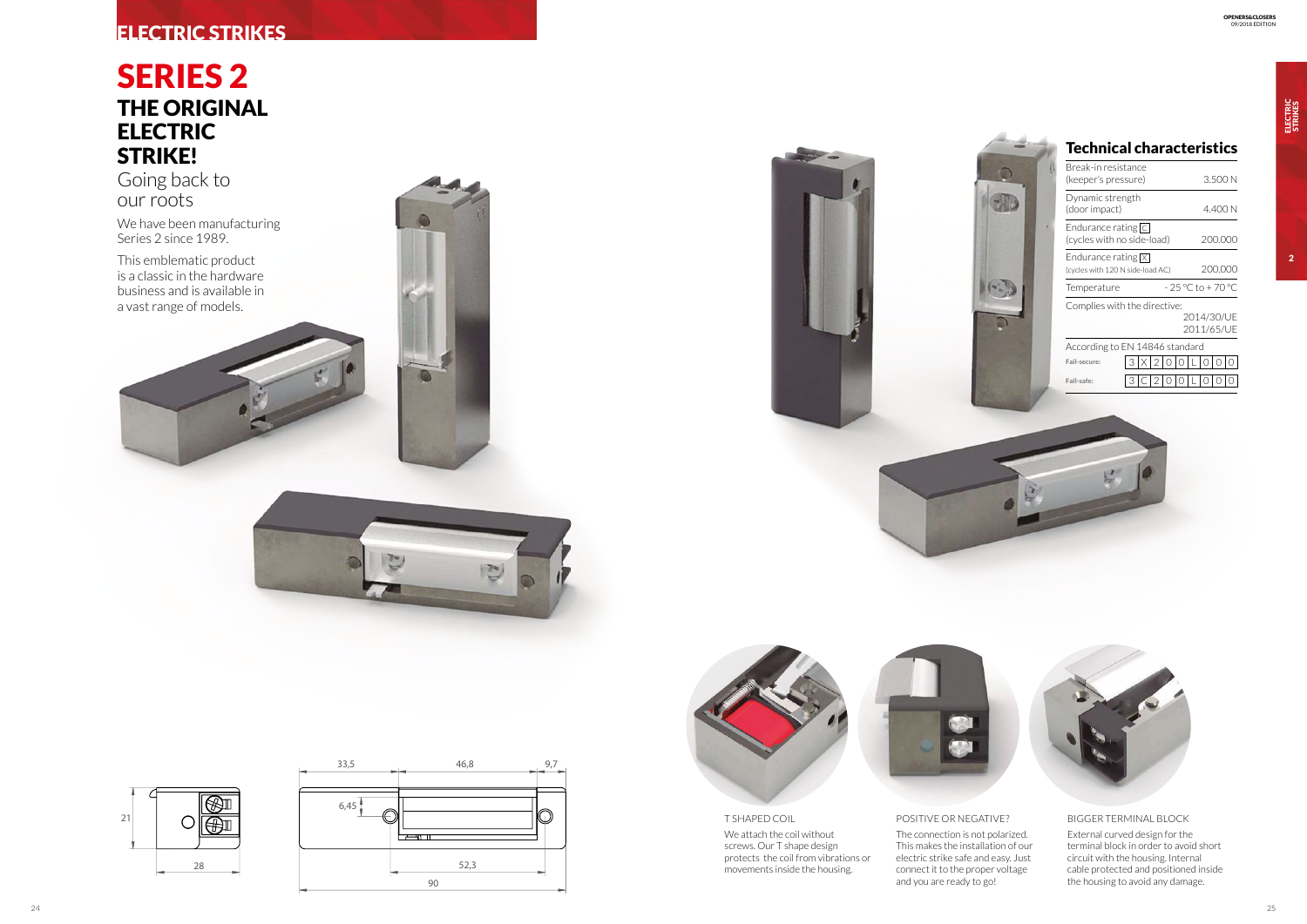# ELECTRIC STRIKES

# SERIES 2

## THE ORIGINAL ELECTRIC STRIKE!

Going back to our roots

We have been manufacturing Series 2 since 1989.

This emblematic product is a classic in the hardware business and is available in a vast range of models.

## Technical characteristics

| | |
|---|---|
| Break-in resistance (keeper's pressure) | 3.500 N |
| Dynamic strength (door impact) | 4.400 N |
| Endurance rating C (cycles with no side-load) | 200.000 |
| Endurance rating X (cycles with 120 N side-load AC) | 200.000 |
| Temperature | - 25 °C to + 70 °C |
| Complies with the directive: | 2014/30/UE 2011/65/UE |

According to EN 14846 standard

| | | | | | | | | | |
|---|---|---|---|---|---|---|---|---|---|
| Fail-secure: | 3 | X | 2 | 0 | 0 | L | 0 | 0 | 0 |
| Fail-safe: | 3 | C | 2 | 0 | 0 | L | 0 | 0 | 0 |

T SHAPED COIL

We attach the coil without screws. Our T shape design protects the coil from vibrations or movements inside the housing.

POSITIVE OR NEGATIVE?

The connection is not polarized. This makes the installation of our electric strike safe and easy. Just connect it to the proper voltage and you are ready to go!

BIGGER TERMINAL BLOCK

External curved design for the terminal block in order to avoid short circuit with the housing. Internal cable protected and positioned inside the housing to avoid any damage.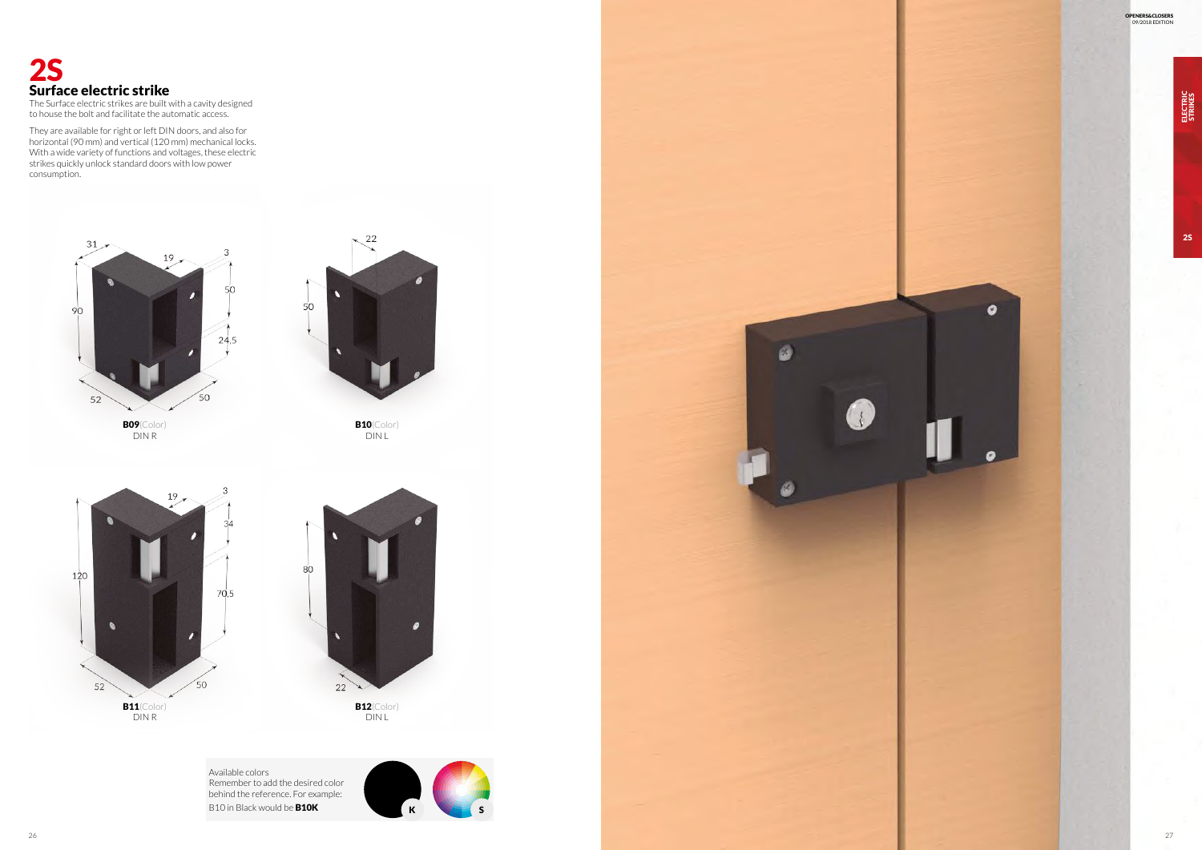# 2S

## Surface electric strike

The Surface electric strikes are built with a cavity designed to house the bolt and facilitate the automatic access.

They are available for right or left DIN doors, and also for horizontal (90 mm) and vertical (120 mm) mechanical locks. With a wide variety of functions and voltages, these electric strikes quickly unlock standard doors with low power consumption.

**B09**(Color)
DIN R

**B10**(Color)
DIN L

**B11**(Color)
DIN R

**B12**(Color)
DIN L

Available colors
Remember to add the desired color behind the reference. For example:
B10 in Black would be **B10K**

K S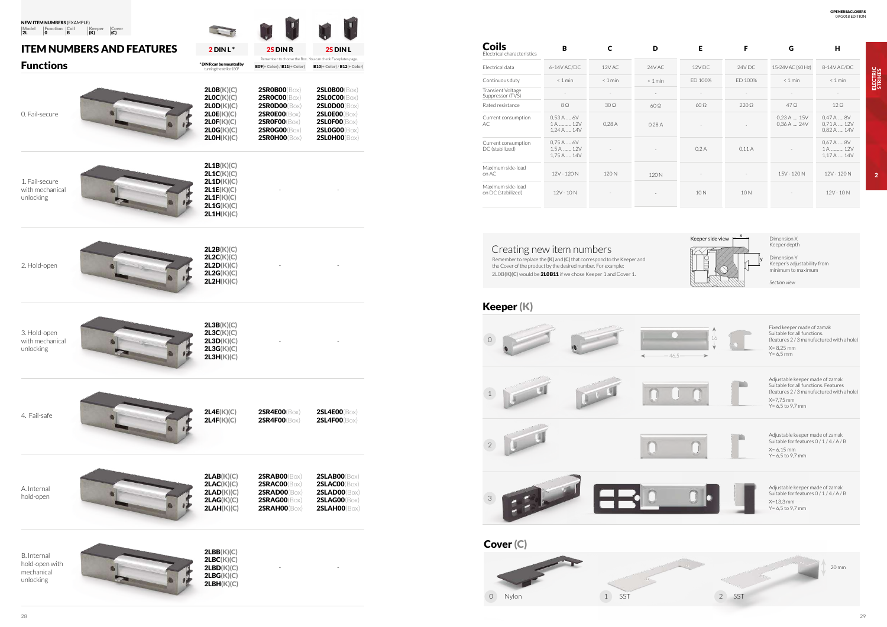**NEW ITEM NUMBERS** (EXAMPLE)

| Model | Function | Coil | Keeper | Cover |
|---|---|---|---|---|
| 2L | 0 | B | (K) | (C) |

# ITEM NUMBERS AND FEATURES

## Functions

| | 2 DIN L * | 2S DIN R | 2S DIN L |
|---|---|---|---|
| | *DIN R can be mounted by turning the strike 180º | Remember to choose the Box. You can check Faceplates page. B09(+ Color) / B11(+ Color) | B10(+ Color) / B12(+ Color) |
| 0. Fail-secure | 2L0B(K)(C)<br>2L0C(K)(C)<br>2L0D(K)(C)<br>2L0E(K)(C)<br>2L0F(K)(C)<br>2L0G(K)(C)<br>2L0H(K)(C) | 2SR0B00(Box)<br>2SR0C00(Box)<br>2SR0D00(Box)<br>2SR0E00(Box)<br>2SR0F00(Box)<br>2SR0G00(Box)<br>2SR0H00(Box) | 2SL0B00(Box)<br>2SL0C00(Box)<br>2SL0D00(Box)<br>2SL0E00(Box)<br>2SL0F00(Box)<br>2SL0G00(Box)<br>2SL0H00(Box) |
| 1. Fail-secure with mechanical unlocking | 2L1B(K)(C)<br>2L1C(K)(C)<br>2L1D(K)(C)<br>2L1E(K)(C)<br>2L1F(K)(C)<br>2L1G(K)(C)<br>2L1H(K)(C) | - | - |
| 2. Hold-open | 2L2B(K)(C)<br>2L2C(K)(C)<br>2L2D(K)(C)<br>2L2G(K)(C)<br>2L2H(K)(C) | - | - |
| 3. Hold-open with mechanical unlocking | 2L3B(K)(C)<br>2L3C(K)(C)<br>2L3D(K)(C)<br>2L3G(K)(C)<br>2L3H(K)(C) | - | - |
| 4. Fail-safe | 2L4E(K)(C)<br>2L4F(K)(C) | 2SR4E00(Box)<br>2SR4F00(Box) | 2SL4E00(Box)<br>2SL4F00(Box) |
| A. Internal hold-open | 2LAB(K)(C)<br>2LAC(K)(C)<br>2LAD(K)(C)<br>2LAG(K)(C)<br>2LAH(K)(C) | 2SRAB00(Box)<br>2SRAC00(Box)<br>2SRAD00(Box)<br>2SRAG00(Box)<br>2SRAH00(Box) | 2SLAB00(Box)<br>2SLAC00(Box)<br>2SLAD00(Box)<br>2SLAG00(Box)<br>2SLAH00(Box) |
| B. Internal hold-open with mechanical unlocking | 2LBB(K)(C)<br>2LBC(K)(C)<br>2LBD(K)(C)<br>2LBG(K)(C)<br>2LBH(K)(C) | - | - |

## Coils

Electrical characteristics

| | B | C | D | E | F | G | H |
|---|---|---|---|---|---|---|---|
| Electrical data | 6-14V AC/DC | 12V AC | 24V AC | 12V DC | 24V DC | 15-24V AC (60 Hz) | 8-14V AC/DC |
| Continuous duty | < 1 min | < 1 min | < 1 min | ED 100% | ED 100% | < 1 min | < 1 min |
| Transient Voltage Suppressor (TVS) | - | - | - | - | - | - | - |
| Rated resistance | 8 Ω | 30 Ω | 60 Ω | 60 Ω | 220 Ω | 47 Ω | 12 Ω |
| Current consumption AC | 0,53 A .... 6V<br>1 A ......... 12V<br>1,24 A .... 14V | 0,28 A | 0,28 A | - | - | 0,23 A .... 15V<br>0,36 A .... 24V | 0,47 A .... 8V<br>0,71 A .... 12V<br>0,82 A .... 14V |
| Current consumption DC (stabilized) | 0,75 A .... 6V<br>1,5 A ...... 12V<br>1,75 A .... 14V | - | - | 0,2 A | 0,11 A | - | 0,67 A .... 8V<br>1 A ......... 12V<br>1,17 A .... 14V |
| Maximum side-load on AC | 12V - 120 N | 120 N | 120 N | - | - | 15V - 120 N | 12V - 120 N |
| Maximum side-load on DC (stabilized) | 12V - 10 N | - | - | 10 N | 10 N | - | 12V - 10 N |

### Creating new item numbers

Remember to replace the (K) and (C) that correspond to the Keeper and the Cover of the product by the desired number. For example: 2L0B(K)(C) would be **2L0B11** if we chose Keeper 1 and Cover 1.

Keeper side view

Dimension X
Keeper depth

Dimension Y
Keeper's adjustability from minimum to maximum

*Section view*

## Keeper (K)

0 — Fixed keeper made of zamak. Suitable for all functions. (features 2 / 3 manufactured with a hole)
X= 8,25 mm
Y= 6,5 mm

16
46,5

1 — Adjustable keeper made of zamak. Suitable for all functions. Features (features 2 / 3 manufactured with a hole)
X=7,75 mm
Y= 6,5 to 9,7 mm

2 — Adjustable keeper made of zamak. Suitable for features 0 / 1 / 4 / A / B
X= 6,15 mm
Y= 6,5 to 9,7 mm

3 — Adjustable keeper made of zamak. Suitable for features 0 / 1 / 4 / A / B
X=13,3 mm
Y= 6,5 to 9,7 mm

## Cover (C)

0 Nylon

1 SST

2 SST

20 mm